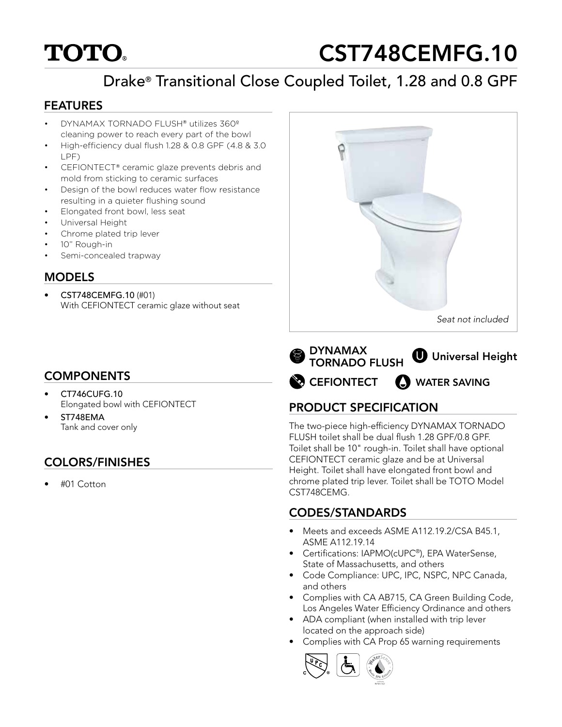# TOTO

# CST748CEMFG.10

## Drake® Transitional Close Coupled Toilet, 1.28 and 0.8 GPF

### FEATURES

- DYNAMAX TORNADO FLUSH® utilizes 360º cleaning power to reach every part of the bowl
- High-efficiency dual flush 1.28 & 0.8 GPF (4.8 & 3.0 LPF)
- CEFIONTECT® ceramic glaze prevents debris and mold from sticking to ceramic surfaces
- Design of the bowl reduces water flow resistance resulting in a quieter flushing sound
- Elongated front bowl, less seat
- Universal Height
- Chrome plated trip lever
- 10" Rough-in
- Semi-concealed trapway

### MODELS

- **CST748CEMFG.10** (#01)
  With CEFIONTECT ceramic glaze without seat

*Seat not included*

DYNAMAX TORNADO FLUSH | Universal Height | CEFIONTECT | WATER SAVING

### COMPONENTS

- **CT746CUFG.10**
  Elongated bowl with CEFIONTECT
- **ST748EMA**
  Tank and cover only

### COLORS/FINISHES

- #01 Cotton

### PRODUCT SPECIFICATION

The two-piece high-efficiency DYNAMAX TORNADO FLUSH toilet shall be dual flush 1.28 GPF/0.8 GPF. Toilet shall be 10" rough-in. Toilet shall have optional CEFIONTECT ceramic glaze and be at Universal Height. Toilet shall have elongated front bowl and chrome plated trip lever. Toilet shall be TOTO Model CST748CEMG.

### CODES/STANDARDS

- Meets and exceeds ASME A112.19.2/CSA B45.1, ASME A112.19.14
- Certifications: IAPMO(cUPC®), EPA WaterSense, State of Massachusetts, and others
- Code Compliance: UPC, IPC, NSPC, NPC Canada, and others
- Complies with CA AB715, CA Green Building Code, Los Angeles Water Efficiency Ordinance and others
- ADA compliant (when installed with trip lever located on the approach side)
- Complies with CA Prop 65 warning requirements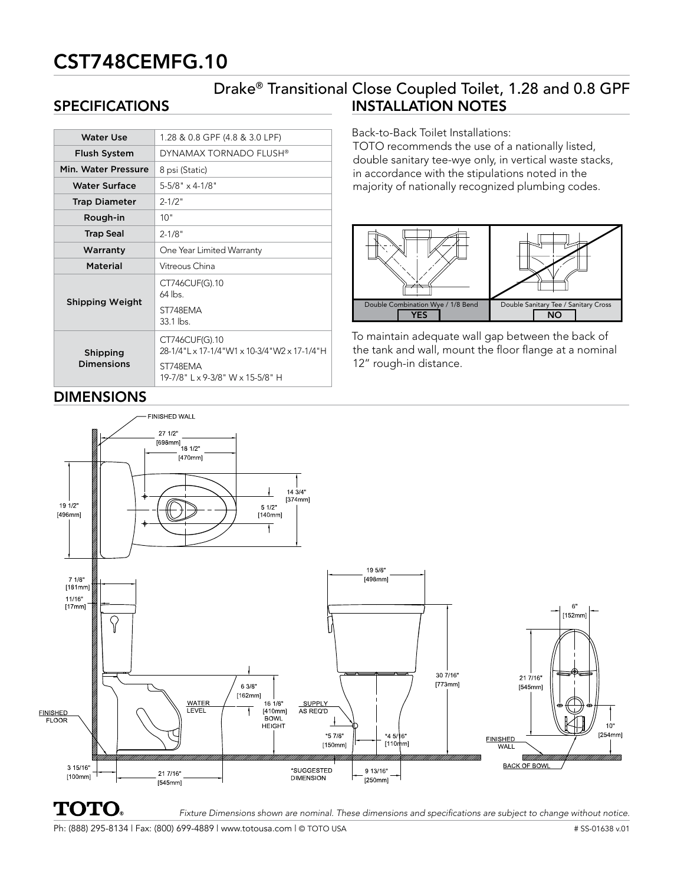# CST748CEMFG.10

## Drake® Transitional Close Coupled Toilet, 1.28 and 0.8 GPF

## SPECIFICATIONS

| | |
|---|---|
| Water Use | 1.28 & 0.8 GPF (4.8 & 3.0 LPF) |
| Flush System | DYNAMAX TORNADO FLUSH® |
| Min. Water Pressure | 8 psi (Static) |
| Water Surface | 5-5/8" x 4-1/8" |
| Trap Diameter | 2-1/2" |
| Rough-in | 10" |
| Trap Seal | 2-1/8" |
| Warranty | One Year Limited Warranty |
| Material | Vitreous China |
| Shipping Weight | CT746CUF(G).10 64 lbs. ST748EMA 33.1 lbs. |
| Shipping Dimensions | CT746CUF(G).10 28-1/4"L x 17-1/4"W1 x 10-3/4"W2 x 17-1/4"H ST748EMA 19-7/8" L x 9-3/8" W x 15-5/8" H |

## INSTALLATION NOTES

Back-to-Back Toilet Installations:
TOTO recommends the use of a nationally listed, double sanitary tee-wye only, in vertical waste stacks, in accordance with the stipulations noted in the majority of nationally recognized plumbing codes.

Double Combination Wye / 1/8 Bend
YES

Double Sanitary Tee / Sanitary Cross
NO

To maintain adequate wall gap between the back of the tank and wall, mount the floor flange at a nominal 12" rough-in distance.

## DIMENSIONS

FINISHED WALL
27 1/2" [698mm]
18 1/2" [470mm]
14 3/4" [374mm]
5 1/2" [140mm]
19 1/2" [496mm]
7 1/8" [181mm]
11/16" [17mm]
19 5/8" [498mm]
6" [152mm]
30 7/16" [773mm]
21 7/16" [545mm]
6 3/8" [162mm]
WATER LEVEL
16 1/8" [410mm] BOWL HEIGHT
SUPPLY AS REQ'D
FINISHED FLOOR
*5 7/8" [150mm]
*4 5/16" [110mm]
10" [254mm]
FINISHED WALL
BACK OF BOWL
3 15/16" [100mm]
21 7/16" [545mm]
*SUGGESTED DIMENSION
9 13/16" [250mm]

*Fixture Dimensions shown are nominal. These dimensions and specifications are subject to change without notice.*

Ph: (888) 295-8134 | Fax: (800) 699-4889 | www.totousa.com | © TOTO USA

# SS-01638 v.01